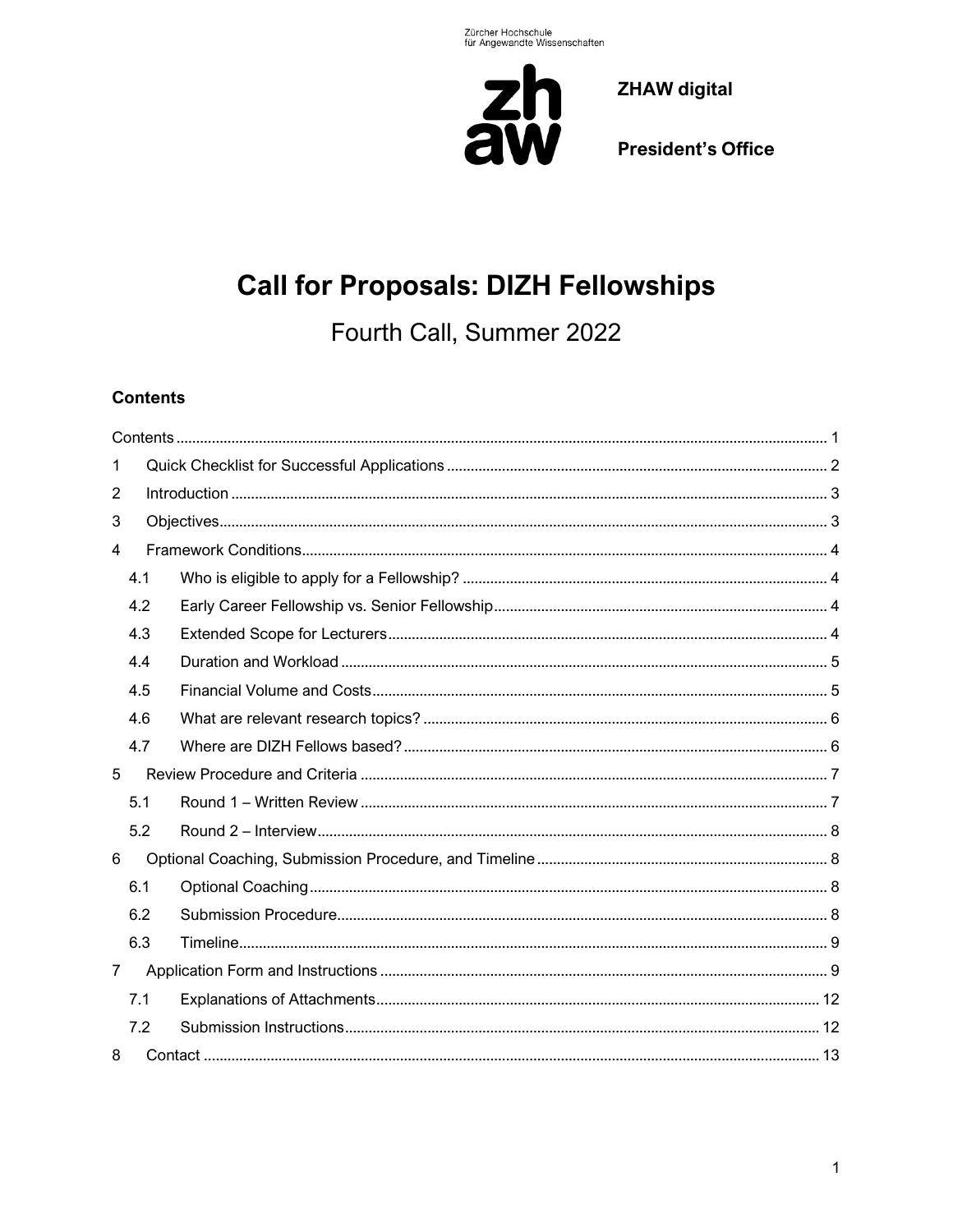Zürcher Hochschule
für Angewandte Wissenschaften

zh
aw

**ZHAW digital**

**President's Office**

# Call for Proposals: DIZH Fellowships

## Fourth Call, Summer 2022

### Contents

Contents ... 1
1 Quick Checklist for Successful Applications ... 2
2 Introduction ... 3
3 Objectives ... 3
4 Framework Conditions ... 4
  4.1 Who is eligible to apply for a Fellowship? ... 4
  4.2 Early Career Fellowship vs. Senior Fellowship ... 4
  4.3 Extended Scope for Lecturers ... 4
  4.4 Duration and Workload ... 5
  4.5 Financial Volume and Costs ... 5
  4.6 What are relevant research topics? ... 6
  4.7 Where are DIZH Fellows based? ... 6
5 Review Procedure and Criteria ... 7
  5.1 Round 1 – Written Review ... 7
  5.2 Round 2 – Interview ... 8
6 Optional Coaching, Submission Procedure, and Timeline ... 8
  6.1 Optional Coaching ... 8
  6.2 Submission Procedure ... 8
  6.3 Timeline ... 9
7 Application Form and Instructions ... 9
  7.1 Explanations of Attachments ... 12
  7.2 Submission Instructions ... 12
8 Contact ... 13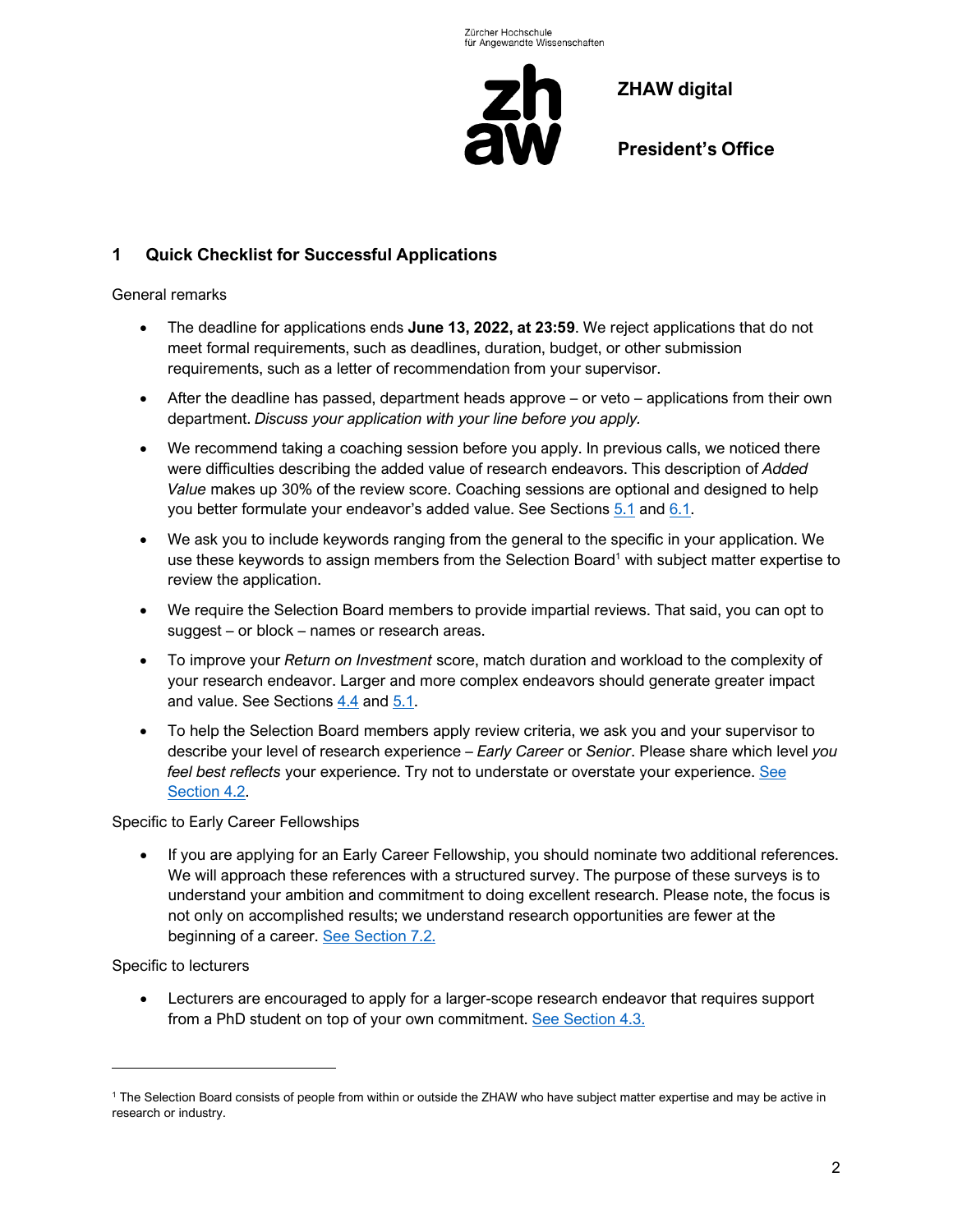## 1 Quick Checklist for Successful Applications

General remarks

- The deadline for applications ends **June 13, 2022, at 23:59**. We reject applications that do not meet formal requirements, such as deadlines, duration, budget, or other submission requirements, such as a letter of recommendation from your supervisor.
- After the deadline has passed, department heads approve – or veto – applications from their own department. *Discuss your application with your line before you apply.*
- We recommend taking a coaching session before you apply. In previous calls, we noticed there were difficulties describing the added value of research endeavors. This description of *Added Value* makes up 30% of the review score. Coaching sessions are optional and designed to help you better formulate your endeavor's added value. See Sections 5.1 and 6.1.
- We ask you to include keywords ranging from the general to the specific in your application. We use these keywords to assign members from the Selection Board[1] with subject matter expertise to review the application.
- We require the Selection Board members to provide impartial reviews. That said, you can opt to suggest – or block – names or research areas.
- To improve your *Return on Investment* score, match duration and workload to the complexity of your research endeavor. Larger and more complex endeavors should generate greater impact and value. See Sections 4.4 and 5.1.
- To help the Selection Board members apply review criteria, we ask you and your supervisor to describe your level of research experience – *Early Career* or *Senior*. Please share which level *you feel best reflects* your experience. Try not to understate or overstate your experience. See Section 4.2.

Specific to Early Career Fellowships

- If you are applying for an Early Career Fellowship, you should nominate two additional references. We will approach these references with a structured survey. The purpose of these surveys is to understand your ambition and commitment to doing excellent research. Please note, the focus is not only on accomplished results; we understand research opportunities are fewer at the beginning of a career. See Section 7.2.

Specific to lecturers

- Lecturers are encouraged to apply for a larger-scope research endeavor that requires support from a PhD student on top of your own commitment. See Section 4.3.

[1] The Selection Board consists of people from within or outside the ZHAW who have subject matter expertise and may be active in research or industry.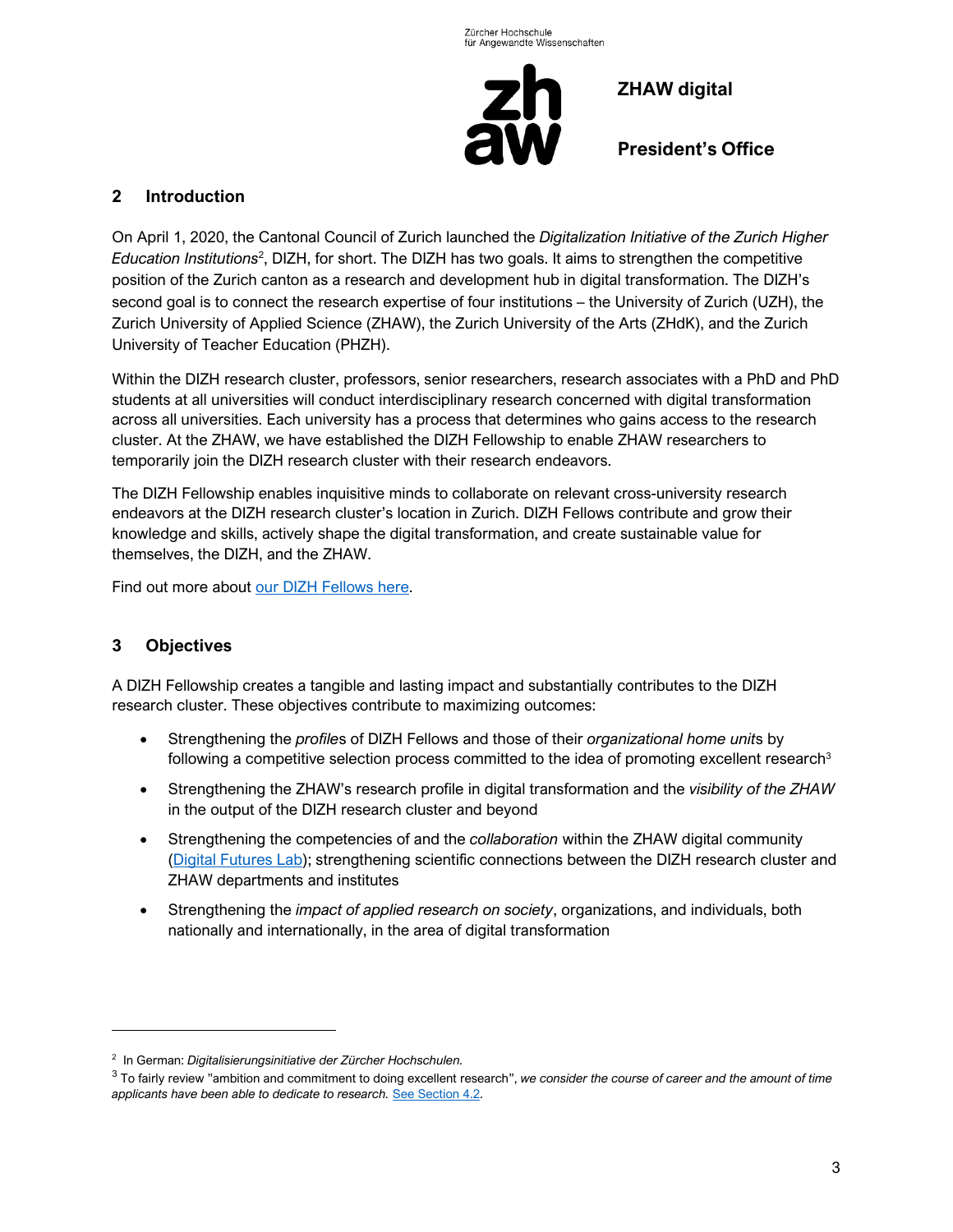## 2 Introduction

On April 1, 2020, the Cantonal Council of Zurich launched the *Digitalization Initiative of the Zurich Higher Education Institutions*[2], DIZH, for short. The DIZH has two goals. It aims to strengthen the competitive position of the Zurich canton as a research and development hub in digital transformation. The DIZH's second goal is to connect the research expertise of four institutions – the University of Zurich (UZH), the Zurich University of Applied Science (ZHAW), the Zurich University of the Arts (ZHdK), and the Zurich University of Teacher Education (PHZH).

Within the DIZH research cluster, professors, senior researchers, research associates with a PhD and PhD students at all universities will conduct interdisciplinary research concerned with digital transformation across all universities. Each university has a process that determines who gains access to the research cluster. At the ZHAW, we have established the DIZH Fellowship to enable ZHAW researchers to temporarily join the DIZH research cluster with their research endeavors.

The DIZH Fellowship enables inquisitive minds to collaborate on relevant cross-university research endeavors at the DIZH research cluster's location in Zurich. DIZH Fellows contribute and grow their knowledge and skills, actively shape the digital transformation, and create sustainable value for themselves, the DIZH, and the ZHAW.

Find out more about [our DIZH Fellows here](#).

## 3 Objectives

A DIZH Fellowship creates a tangible and lasting impact and substantially contributes to the DIZH research cluster. These objectives contribute to maximizing outcomes:

- Strengthening the *profile*s of DIZH Fellows and those of their *organizational home unit*s by following a competitive selection process committed to the idea of promoting excellent research[3]
- Strengthening the ZHAW's research profile in digital transformation and the *visibility of the ZHAW* in the output of the DIZH research cluster and beyond
- Strengthening the competencies of and the *collaboration* within the ZHAW digital community ([Digital Futures Lab](#)); strengthening scientific connections between the DIZH research cluster and ZHAW departments and institutes
- Strengthening the *impact of applied research on society*, organizations, and individuals, both nationally and internationally, in the area of digital transformation

---

[2] In German: *Digitalisierungsinitiative der Zürcher Hochschulen.*

[3] To fairly review "ambition and commitment to doing excellent research", *we consider the course of career and the amount of time applicants have been able to dedicate to research.* [See Section 4.2](#).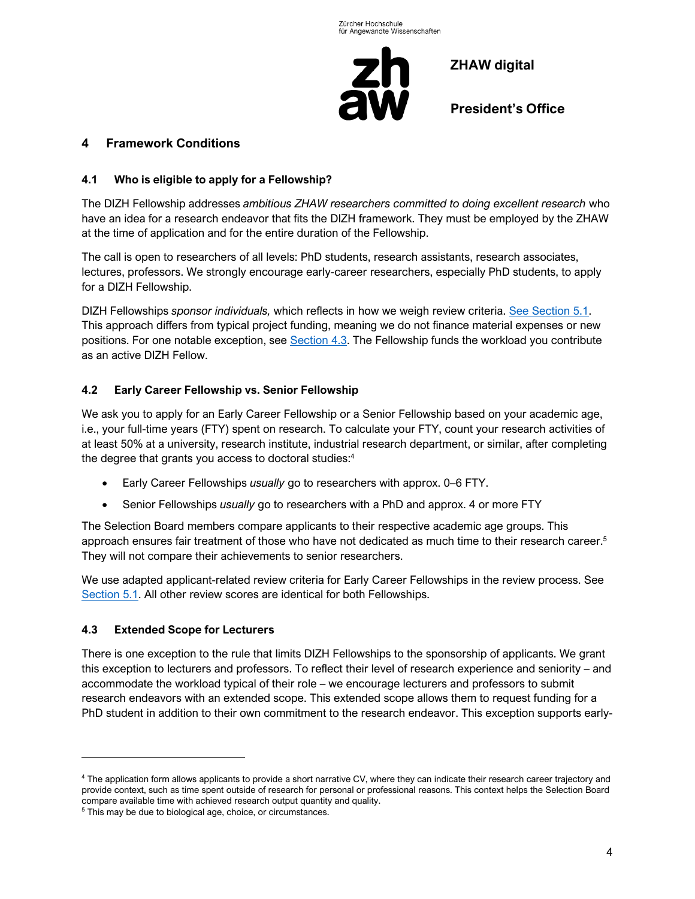## 4 Framework Conditions

### 4.1 Who is eligible to apply for a Fellowship?

The DIZH Fellowship addresses *ambitious ZHAW researchers committed to doing excellent research* who have an idea for a research endeavor that fits the DIZH framework. They must be employed by the ZHAW at the time of application and for the entire duration of the Fellowship.

The call is open to researchers of all levels: PhD students, research assistants, research associates, lectures, professors. We strongly encourage early-career researchers, especially PhD students, to apply for a DIZH Fellowship.

DIZH Fellowships *sponsor individuals,* which reflects in how we weigh review criteria. See Section 5.1. This approach differs from typical project funding, meaning we do not finance material expenses or new positions. For one notable exception, see Section 4.3. The Fellowship funds the workload you contribute as an active DIZH Fellow.

### 4.2 Early Career Fellowship vs. Senior Fellowship

We ask you to apply for an Early Career Fellowship or a Senior Fellowship based on your academic age, i.e., your full-time years (FTY) spent on research. To calculate your FTY, count your research activities of at least 50% at a university, research institute, industrial research department, or similar, after completing the degree that grants you access to doctoral studies:[4]

- Early Career Fellowships *usually* go to researchers with approx. 0–6 FTY.
- Senior Fellowships *usually* go to researchers with a PhD and approx. 4 or more FTY

The Selection Board members compare applicants to their respective academic age groups. This approach ensures fair treatment of those who have not dedicated as much time to their research career.[5] They will not compare their achievements to senior researchers.

We use adapted applicant-related review criteria for Early Career Fellowships in the review process. See Section 5.1. All other review scores are identical for both Fellowships.

### 4.3 Extended Scope for Lecturers

There is one exception to the rule that limits DIZH Fellowships to the sponsorship of applicants. We grant this exception to lecturers and professors. To reflect their level of research experience and seniority – and accommodate the workload typical of their role – we encourage lecturers and professors to submit research endeavors with an extended scope. This extended scope allows them to request funding for a PhD student in addition to their own commitment to the research endeavor. This exception supports early-

---

[4] The application form allows applicants to provide a short narrative CV, where they can indicate their research career trajectory and provide context, such as time spent outside of research for personal or professional reasons. This context helps the Selection Board compare available time with achieved research output quantity and quality.

[5] This may be due to biological age, choice, or circumstances.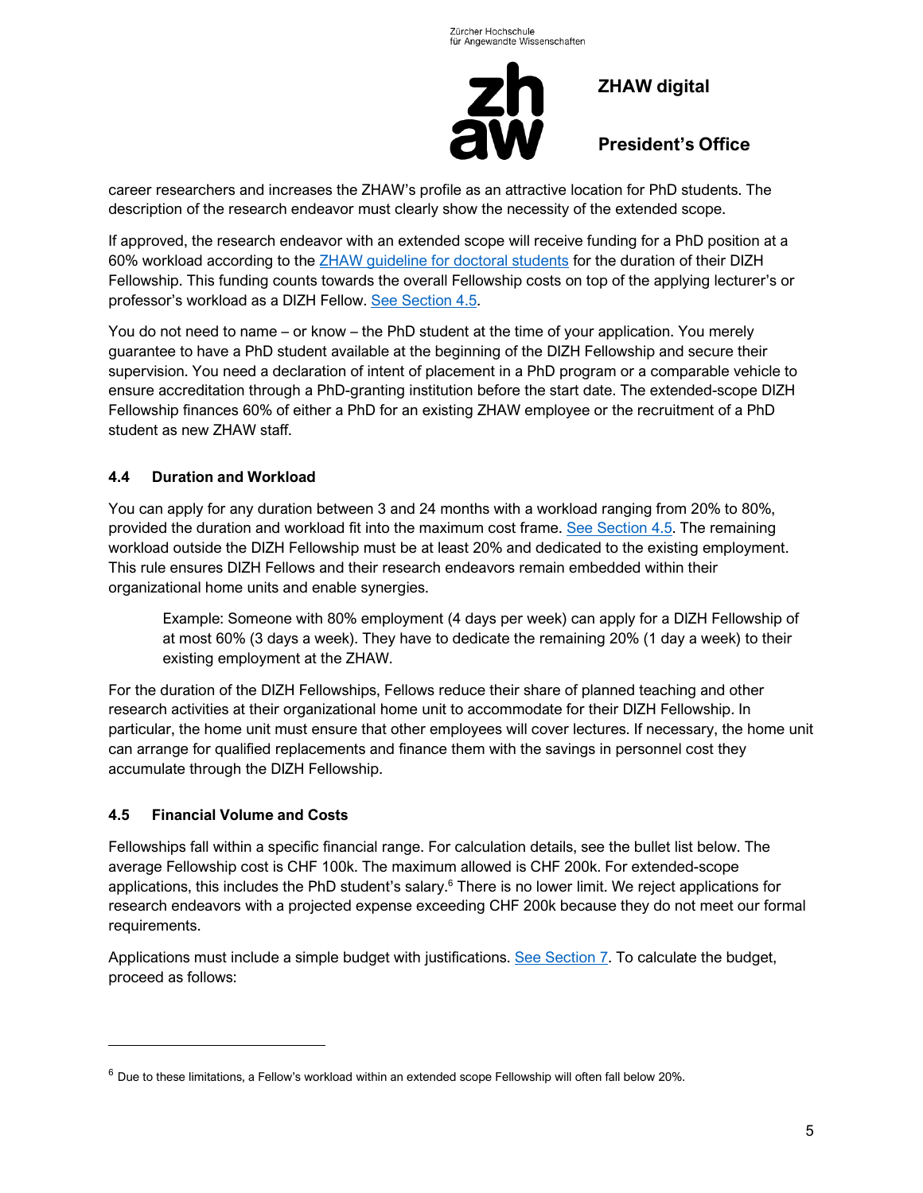career researchers and increases the ZHAW's profile as an attractive location for PhD students. The description of the research endeavor must clearly show the necessity of the extended scope.

If approved, the research endeavor with an extended scope will receive funding for a PhD position at a 60% workload according to the [ZHAW guideline for doctoral students](#) for the duration of their DIZH Fellowship. This funding counts towards the overall Fellowship costs on top of the applying lecturer's or professor's workload as a DIZH Fellow. [See Section 4.5](#).

You do not need to name – or know – the PhD student at the time of your application. You merely guarantee to have a PhD student available at the beginning of the DIZH Fellowship and secure their supervision. You need a declaration of intent of placement in a PhD program or a comparable vehicle to ensure accreditation through a PhD-granting institution before the start date. The extended-scope DIZH Fellowship finances 60% of either a PhD for an existing ZHAW employee or the recruitment of a PhD student as new ZHAW staff.

### 4.4 Duration and Workload

You can apply for any duration between 3 and 24 months with a workload ranging from 20% to 80%, provided the duration and workload fit into the maximum cost frame. [See Section 4.5](#). The remaining workload outside the DIZH Fellowship must be at least 20% and dedicated to the existing employment. This rule ensures DIZH Fellows and their research endeavors remain embedded within their organizational home units and enable synergies.

> Example: Someone with 80% employment (4 days per week) can apply for a DIZH Fellowship of at most 60% (3 days a week). They have to dedicate the remaining 20% (1 day a week) to their existing employment at the ZHAW.

For the duration of the DIZH Fellowships, Fellows reduce their share of planned teaching and other research activities at their organizational home unit to accommodate for their DIZH Fellowship. In particular, the home unit must ensure that other employees will cover lectures. If necessary, the home unit can arrange for qualified replacements and finance them with the savings in personnel cost they accumulate through the DIZH Fellowship.

### 4.5 Financial Volume and Costs

Fellowships fall within a specific financial range. For calculation details, see the bullet list below. The average Fellowship cost is CHF 100k. The maximum allowed is CHF 200k. For extended-scope applications, this includes the PhD student's salary.[6] There is no lower limit. We reject applications for research endeavors with a projected expense exceeding CHF 200k because they do not meet our formal requirements.

Applications must include a simple budget with justifications. [See Section 7](#). To calculate the budget, proceed as follows:

[6] Due to these limitations, a Fellow's workload within an extended scope Fellowship will often fall below 20%.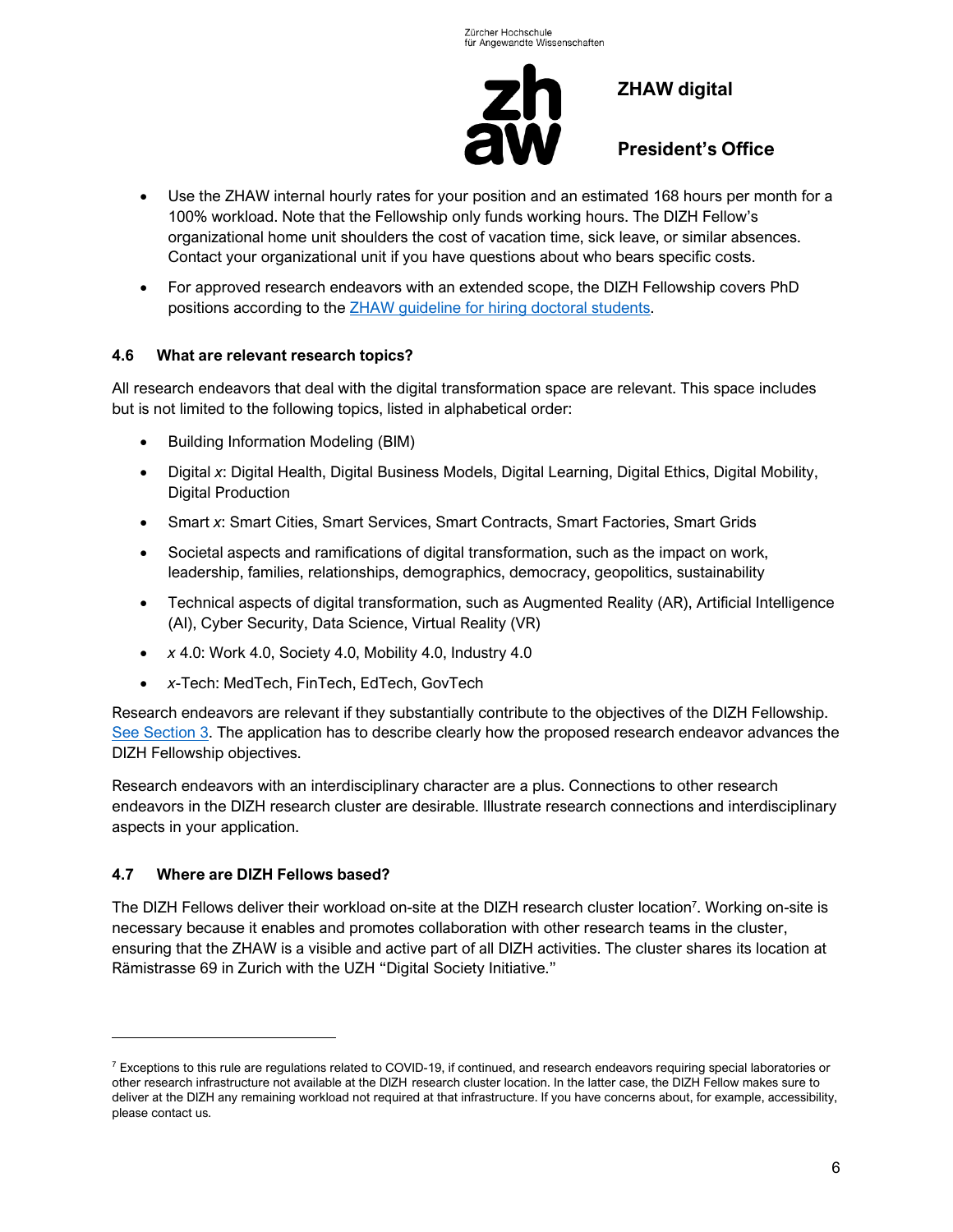- Use the ZHAW internal hourly rates for your position and an estimated 168 hours per month for a 100% workload. Note that the Fellowship only funds working hours. The DIZH Fellow's organizational home unit shoulders the cost of vacation time, sick leave, or similar absences. Contact your organizational unit if you have questions about who bears specific costs.
- For approved research endeavors with an extended scope, the DIZH Fellowship covers PhD positions according to the ZHAW guideline for hiring doctoral students.

### 4.6 What are relevant research topics?

All research endeavors that deal with the digital transformation space are relevant. This space includes but is not limited to the following topics, listed in alphabetical order:

- Building Information Modeling (BIM)
- Digital *x*: Digital Health, Digital Business Models, Digital Learning, Digital Ethics, Digital Mobility, Digital Production
- Smart *x*: Smart Cities, Smart Services, Smart Contracts, Smart Factories, Smart Grids
- Societal aspects and ramifications of digital transformation, such as the impact on work, leadership, families, relationships, demographics, democracy, geopolitics, sustainability
- Technical aspects of digital transformation, such as Augmented Reality (AR), Artificial Intelligence (AI), Cyber Security, Data Science, Virtual Reality (VR)
- *x* 4.0: Work 4.0, Society 4.0, Mobility 4.0, Industry 4.0
- *x*-Tech: MedTech, FinTech, EdTech, GovTech

Research endeavors are relevant if they substantially contribute to the objectives of the DIZH Fellowship. See Section 3. The application has to describe clearly how the proposed research endeavor advances the DIZH Fellowship objectives.

Research endeavors with an interdisciplinary character are a plus. Connections to other research endeavors in the DIZH research cluster are desirable. Illustrate research connections and interdisciplinary aspects in your application.

### 4.7 Where are DIZH Fellows based?

The DIZH Fellows deliver their workload on-site at the DIZH research cluster location[7]. Working on-site is necessary because it enables and promotes collaboration with other research teams in the cluster, ensuring that the ZHAW is a visible and active part of all DIZH activities. The cluster shares its location at Rämistrasse 69 in Zurich with the UZH "Digital Society Initiative."

[7] Exceptions to this rule are regulations related to COVID-19, if continued, and research endeavors requiring special laboratories or other research infrastructure not available at the DIZH research cluster location. In the latter case, the DIZH Fellow makes sure to deliver at the DIZH any remaining workload not required at that infrastructure. If you have concerns about, for example, accessibility, please contact us.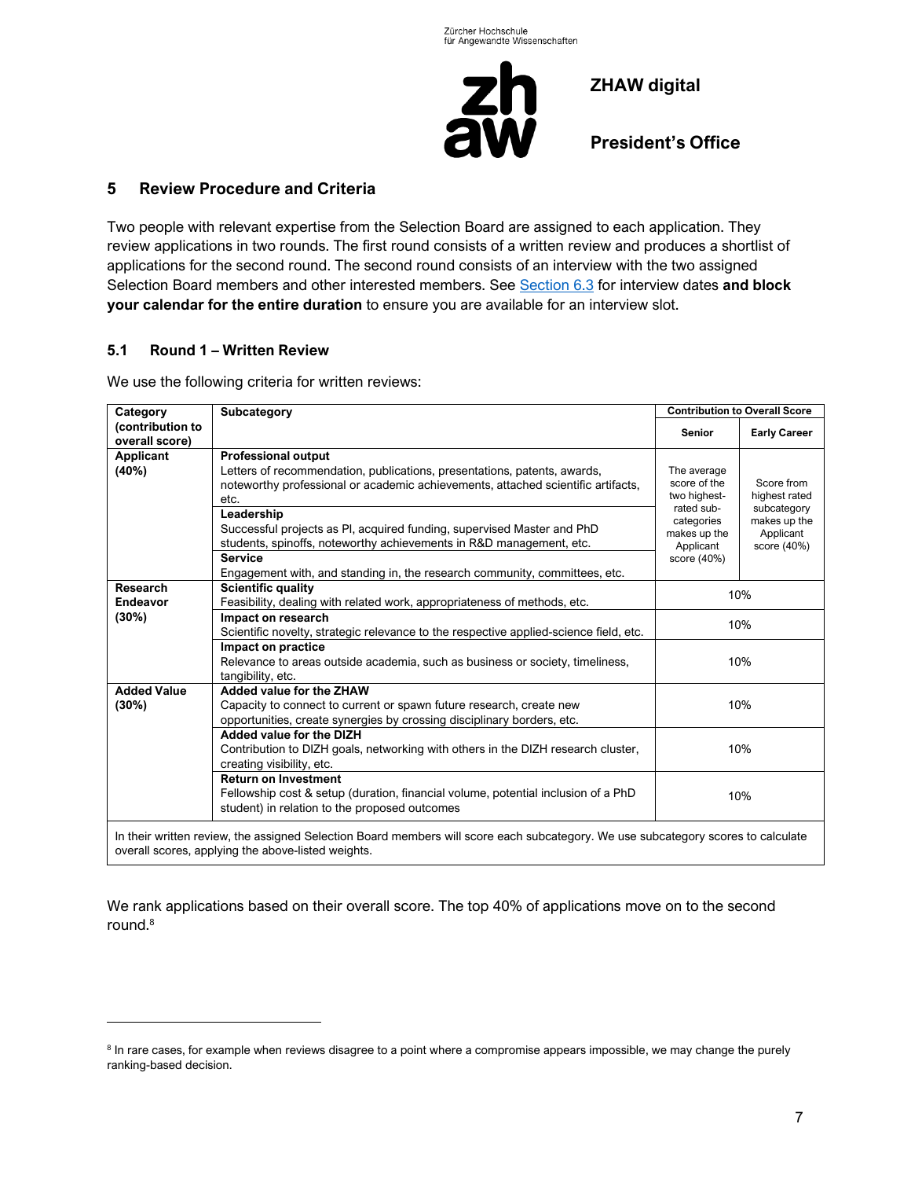## 5 Review Procedure and Criteria

Two people with relevant expertise from the Selection Board are assigned to each application. They review applications in two rounds. The first round consists of a written review and produces a shortlist of applications for the second round. The second round consists of an interview with the two assigned Selection Board members and other interested members. See Section 6.3 for interview dates **and block your calendar for the entire duration** to ensure you are available for an interview slot.

### 5.1 Round 1 – Written Review

We use the following criteria for written reviews:

| Category (contribution to overall score) | Subcategory | Contribution to Overall Score | |
|---|---|---|---|
| | | **Senior** | **Early Career** |
| **Applicant (40%)** | **Professional output** Letters of recommendation, publications, presentations, patents, awards, noteworthy professional or academic achievements, attached scientific artifacts, etc. | The average score of the two highest-rated sub-categories makes up the Applicant score (40%) | Score from highest rated subcategory makes up the Applicant score (40%) |
| | **Leadership** Successful projects as PI, acquired funding, supervised Master and PhD students, spinoffs, noteworthy achievements in R&D management, etc. | | |
| | **Service** Engagement with, and standing in, the research community, committees, etc. | | |
| **Research Endeavor (30%)** | **Scientific quality** Feasibility, dealing with related work, appropriateness of methods, etc. | 10% | |
| | **Impact on research** Scientific novelty, strategic relevance to the respective applied-science field, etc. | 10% | |
| | **Impact on practice** Relevance to areas outside academia, such as business or society, timeliness, tangibility, etc. | 10% | |
| **Added Value (30%)** | **Added value for the ZHAW** Capacity to connect to current or spawn future research, create new opportunities, create synergies by crossing disciplinary borders, etc. | 10% | |
| | **Added value for the DIZH** Contribution to DIZH goals, networking with others in the DIZH research cluster, creating visibility, etc. | 10% | |
| | **Return on Investment** Fellowship cost & setup (duration, financial volume, potential inclusion of a PhD student) in relation to the proposed outcomes | 10% | |
| In their written review, the assigned Selection Board members will score each subcategory. We use subcategory scores to calculate overall scores, applying the above-listed weights. | | | |

We rank applications based on their overall score. The top 40% of applications move on to the second round.[8]

---

[8] In rare cases, for example when reviews disagree to a point where a compromise appears impossible, we may change the purely ranking-based decision.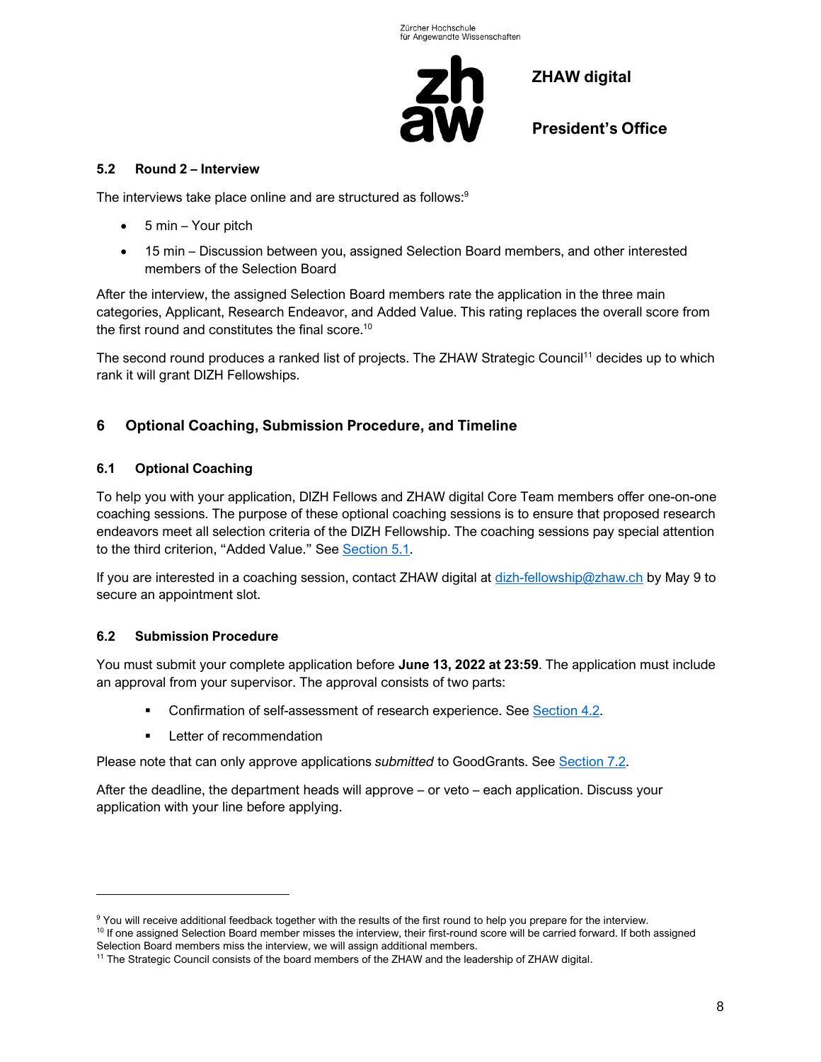### 5.2 Round 2 – Interview

The interviews take place online and are structured as follows:[9]

- 5 min – Your pitch
- 15 min – Discussion between you, assigned Selection Board members, and other interested members of the Selection Board

After the interview, the assigned Selection Board members rate the application in the three main categories, Applicant, Research Endeavor, and Added Value. This rating replaces the overall score from the first round and constitutes the final score.[10]

The second round produces a ranked list of projects. The ZHAW Strategic Council[11] decides up to which rank it will grant DIZH Fellowships.

## 6 Optional Coaching, Submission Procedure, and Timeline

### 6.1 Optional Coaching

To help you with your application, DIZH Fellows and ZHAW digital Core Team members offer one-on-one coaching sessions. The purpose of these optional coaching sessions is to ensure that proposed research endeavors meet all selection criteria of the DIZH Fellowship. The coaching sessions pay special attention to the third criterion, "Added Value." See Section 5.1.

If you are interested in a coaching session, contact ZHAW digital at dizh-fellowship@zhaw.ch by May 9 to secure an appointment slot.

### 6.2 Submission Procedure

You must submit your complete application before **June 13, 2022 at 23:59**. The application must include an approval from your supervisor. The approval consists of two parts:

- Confirmation of self-assessment of research experience. See Section 4.2.
- Letter of recommendation

Please note that can only approve applications *submitted* to GoodGrants. See Section 7.2.

After the deadline, the department heads will approve – or veto – each application. Discuss your application with your line before applying.

---

[9] You will receive additional feedback together with the results of the first round to help you prepare for the interview.

[10] If one assigned Selection Board member misses the interview, their first-round score will be carried forward. If both assigned Selection Board members miss the interview, we will assign additional members.

[11] The Strategic Council consists of the board members of the ZHAW and the leadership of ZHAW digital.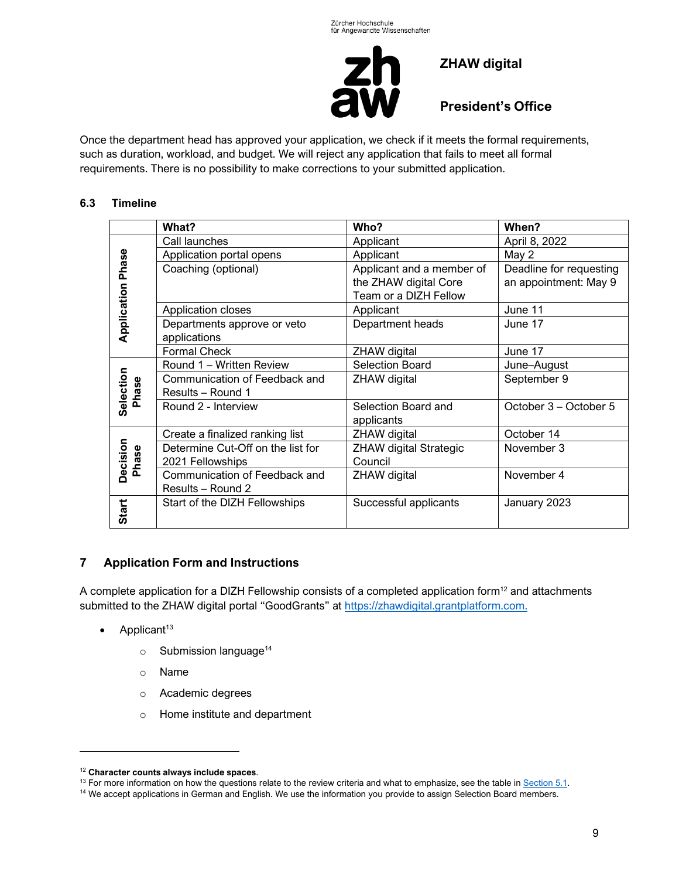Once the department head has approved your application, we check if it meets the formal requirements, such as duration, workload, and budget. We will reject any application that fails to meet all formal requirements. There is no possibility to make corrections to your submitted application.

### 6.3 Timeline

| | What? | Who? | When? |
|---|---|---|---|
| Application Phase | Call launches | Applicant | April 8, 2022 |
| | Application portal opens | Applicant | May 2 |
| | Coaching (optional) | Applicant and a member of the ZHAW digital Core Team or a DIZH Fellow | Deadline for requesting an appointment: May 9 |
| | Application closes | Applicant | June 11 |
| | Departments approve or veto applications | Department heads | June 17 |
| | Formal Check | ZHAW digital | June 17 |
| Selection Phase | Round 1 – Written Review | Selection Board | June–August |
| | Communication of Feedback and Results – Round 1 | ZHAW digital | September 9 |
| | Round 2 - Interview | Selection Board and applicants | October 3 – October 5 |
| Decision Phase | Create a finalized ranking list | ZHAW digital | October 14 |
| | Determine Cut-Off on the list for 2021 Fellowships | ZHAW digital Strategic Council | November 3 |
| | Communication of Feedback and Results – Round 2 | ZHAW digital | November 4 |
| Start | Start of the DIZH Fellowships | Successful applicants | January 2023 |

## 7 Application Form and Instructions

A complete application for a DIZH Fellowship consists of a completed application form[12] and attachments submitted to the ZHAW digital portal "GoodGrants" at https://zhawdigital.grantplatform.com.

- Applicant[13]
  - Submission language[14]
  - Name
  - Academic degrees
  - Home institute and department

---

[12] **Character counts always include spaces**.

[13] For more information on how the questions relate to the review criteria and what to emphasize, see the table in Section 5.1.

[14] We accept applications in German and English. We use the information you provide to assign Selection Board members.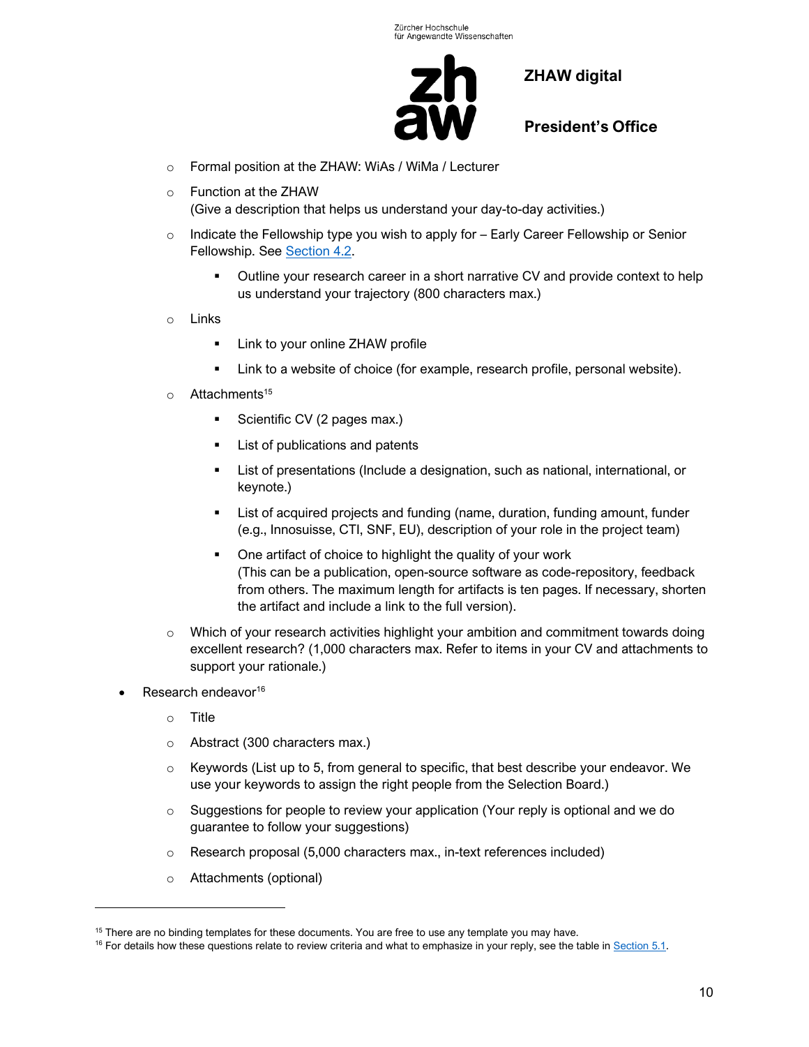- Formal position at the ZHAW: WiAs / WiMa / Lecturer
- Function at the ZHAW
  (Give a description that helps us understand your day-to-day activities.)
- Indicate the Fellowship type you wish to apply for – Early Career Fellowship or Senior Fellowship. See Section 4.2.
  - Outline your research career in a short narrative CV and provide context to help us understand your trajectory (800 characters max.)
- Links
  - Link to your online ZHAW profile
  - Link to a website of choice (for example, research profile, personal website).
- Attachments[15]
  - Scientific CV (2 pages max.)
  - List of publications and patents
  - List of presentations (Include a designation, such as national, international, or keynote.)
  - List of acquired projects and funding (name, duration, funding amount, funder (e.g., Innosuisse, CTI, SNF, EU), description of your role in the project team)
  - One artifact of choice to highlight the quality of your work
    (This can be a publication, open-source software as code-repository, feedback from others. The maximum length for artifacts is ten pages. If necessary, shorten the artifact and include a link to the full version).
- Which of your research activities highlight your ambition and commitment towards doing excellent research? (1,000 characters max. Refer to items in your CV and attachments to support your rationale.)

- Research endeavor[16]
  - Title
  - Abstract (300 characters max.)
  - Keywords (List up to 5, from general to specific, that best describe your endeavor. We use your keywords to assign the right people from the Selection Board.)
  - Suggestions for people to review your application (Your reply is optional and we do guarantee to follow your suggestions)
  - Research proposal (5,000 characters max., in-text references included)
  - Attachments (optional)

---

[15] There are no binding templates for these documents. You are free to use any template you may have.

[16] For details how these questions relate to review criteria and what to emphasize in your reply, see the table in Section 5.1.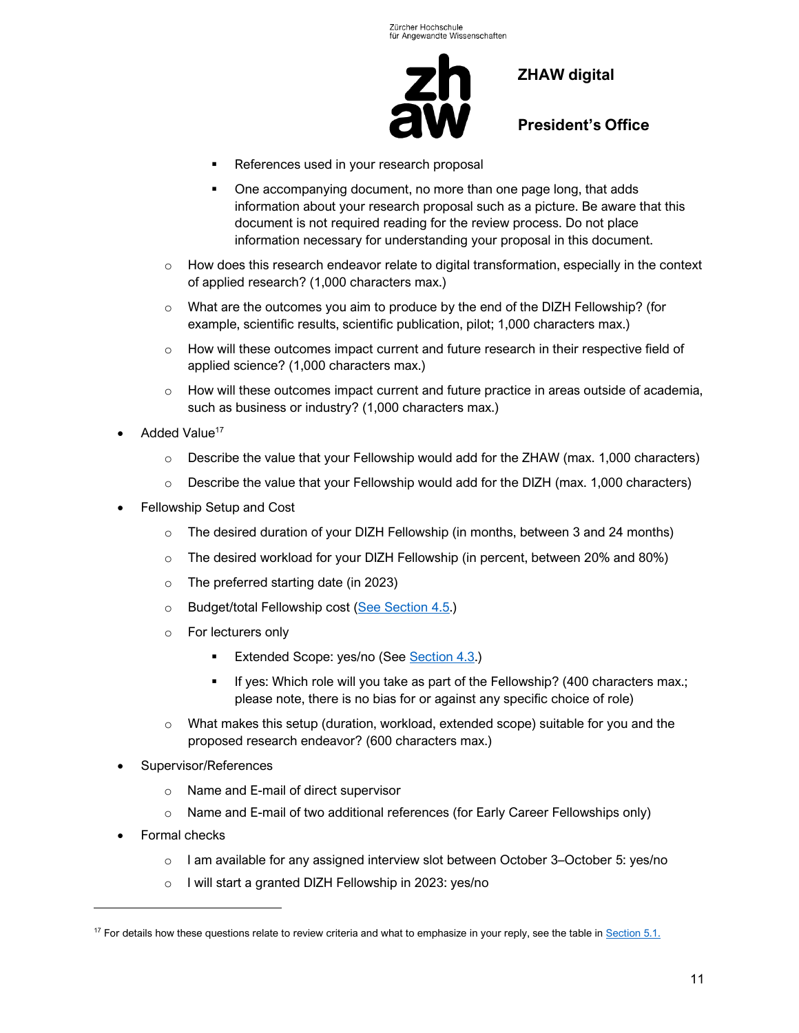- References used in your research proposal
    - One accompanying document, no more than one page long, that adds information about your research proposal such as a picture. Be aware that this document is not required reading for the review process. Do not place information necessary for understanding your proposal in this document.
  - How does this research endeavor relate to digital transformation, especially in the context of applied research? (1,000 characters max.)
  - What are the outcomes you aim to produce by the end of the DIZH Fellowship? (for example, scientific results, scientific publication, pilot; 1,000 characters max.)
  - How will these outcomes impact current and future research in their respective field of applied science? (1,000 characters max.)
  - How will these outcomes impact current and future practice in areas outside of academia, such as business or industry? (1,000 characters max.)
- Added Value[17]
  - Describe the value that your Fellowship would add for the ZHAW (max. 1,000 characters)
  - Describe the value that your Fellowship would add for the DIZH (max. 1,000 characters)
- Fellowship Setup and Cost
  - The desired duration of your DIZH Fellowship (in months, between 3 and 24 months)
  - The desired workload for your DIZH Fellowship (in percent, between 20% and 80%)
  - The preferred starting date (in 2023)
  - Budget/total Fellowship cost (See Section 4.5.)
  - For lecturers only
    - Extended Scope: yes/no (See Section 4.3.)
    - If yes: Which role will you take as part of the Fellowship? (400 characters max.; please note, there is no bias for or against any specific choice of role)
  - What makes this setup (duration, workload, extended scope) suitable for you and the proposed research endeavor? (600 characters max.)
- Supervisor/References
  - Name and E-mail of direct supervisor
  - Name and E-mail of two additional references (for Early Career Fellowships only)
- Formal checks
  - I am available for any assigned interview slot between October 3–October 5: yes/no
  - I will start a granted DIZH Fellowship in 2023: yes/no

---

[17] For details how these questions relate to review criteria and what to emphasize in your reply, see the table in Section 5.1.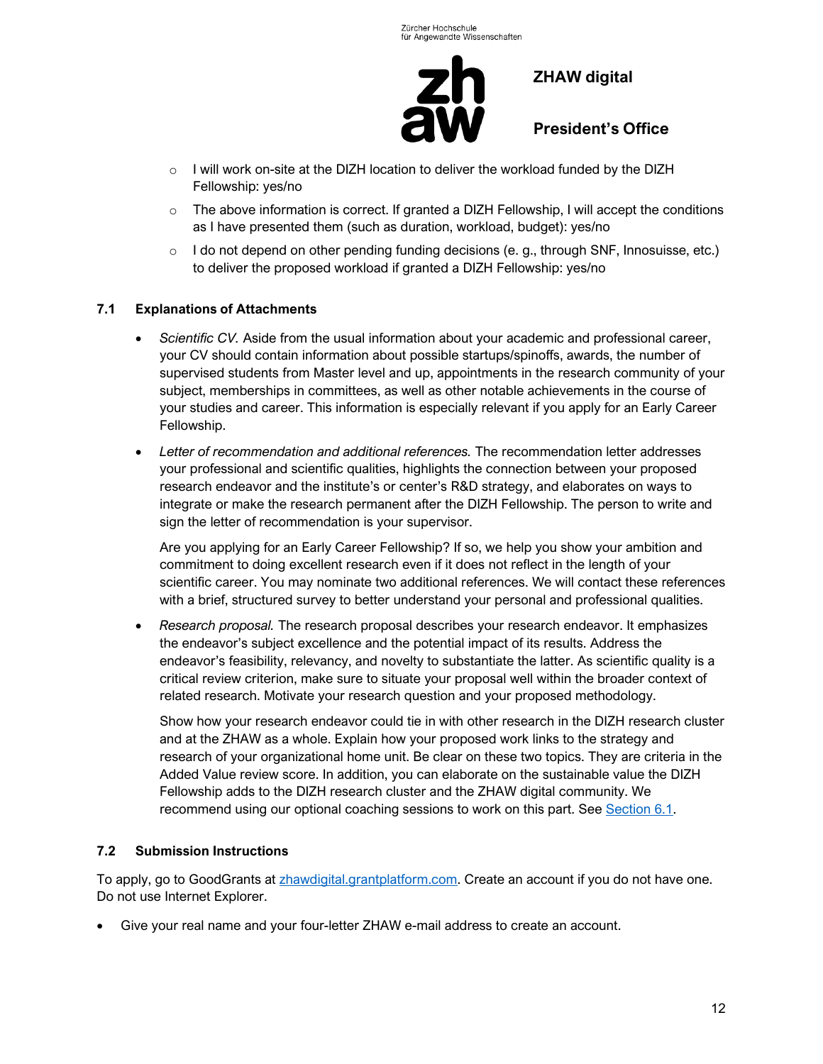- I will work on-site at the DIZH location to deliver the workload funded by the DIZH Fellowship: yes/no
- The above information is correct. If granted a DIZH Fellowship, I will accept the conditions as I have presented them (such as duration, workload, budget): yes/no
- I do not depend on other pending funding decisions (e. g., through SNF, Innosuisse, etc.) to deliver the proposed workload if granted a DIZH Fellowship: yes/no

### 7.1 Explanations of Attachments

- *Scientific CV.* Aside from the usual information about your academic and professional career, your CV should contain information about possible startups/spinoffs, awards, the number of supervised students from Master level and up, appointments in the research community of your subject, memberships in committees, as well as other notable achievements in the course of your studies and career. This information is especially relevant if you apply for an Early Career Fellowship.
- *Letter of recommendation and additional references.* The recommendation letter addresses your professional and scientific qualities, highlights the connection between your proposed research endeavor and the institute's or center's R&D strategy, and elaborates on ways to integrate or make the research permanent after the DIZH Fellowship. The person to write and sign the letter of recommendation is your supervisor.

  Are you applying for an Early Career Fellowship? If so, we help you show your ambition and commitment to doing excellent research even if it does not reflect in the length of your scientific career. You may nominate two additional references. We will contact these references with a brief, structured survey to better understand your personal and professional qualities.
- *Research proposal.* The research proposal describes your research endeavor. It emphasizes the endeavor's subject excellence and the potential impact of its results. Address the endeavor's feasibility, relevancy, and novelty to substantiate the latter. As scientific quality is a critical review criterion, make sure to situate your proposal well within the broader context of related research. Motivate your research question and your proposed methodology.

  Show how your research endeavor could tie in with other research in the DIZH research cluster and at the ZHAW as a whole. Explain how your proposed work links to the strategy and research of your organizational home unit. Be clear on these two topics. They are criteria in the Added Value review score. In addition, you can elaborate on the sustainable value the DIZH Fellowship adds to the DIZH research cluster and the ZHAW digital community. We recommend using our optional coaching sessions to work on this part. See Section 6.1.

### 7.2 Submission Instructions

To apply, go to GoodGrants at zhawdigital.grantplatform.com. Create an account if you do not have one. Do not use Internet Explorer.

- Give your real name and your four-letter ZHAW e-mail address to create an account.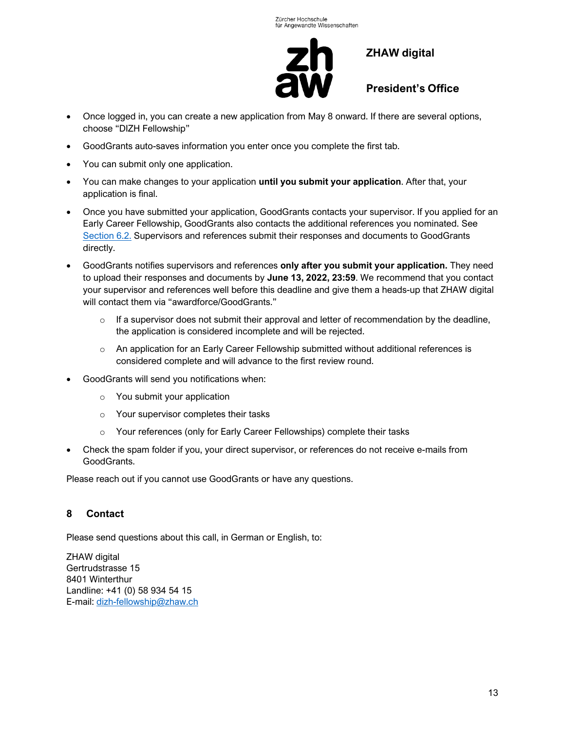- Once logged in, you can create a new application from May 8 onward. If there are several options, choose "DIZH Fellowship"
- GoodGrants auto-saves information you enter once you complete the first tab.
- You can submit only one application.
- You can make changes to your application **until you submit your application**. After that, your application is final.
- Once you have submitted your application, GoodGrants contacts your supervisor. If you applied for an Early Career Fellowship, GoodGrants also contacts the additional references you nominated. See Section 6.2. Supervisors and references submit their responses and documents to GoodGrants directly.
- GoodGrants notifies supervisors and references **only after you submit your application.** They need to upload their responses and documents by **June 13, 2022, 23:59**. We recommend that you contact your supervisor and references well before this deadline and give them a heads-up that ZHAW digital will contact them via "awardforce/GoodGrants."
  - If a supervisor does not submit their approval and letter of recommendation by the deadline, the application is considered incomplete and will be rejected.
  - An application for an Early Career Fellowship submitted without additional references is considered complete and will advance to the first review round.
- GoodGrants will send you notifications when:
  - You submit your application
  - Your supervisor completes their tasks
  - Your references (only for Early Career Fellowships) complete their tasks
- Check the spam folder if you, your direct supervisor, or references do not receive e-mails from GoodGrants.

Please reach out if you cannot use GoodGrants or have any questions.

## 8 Contact

Please send questions about this call, in German or English, to:

ZHAW digital  
Gertrudstrasse 15  
8401 Winterthur  
Landline: +41 (0) 58 934 54 15  
E-mail: dizh-fellowship@zhaw.ch